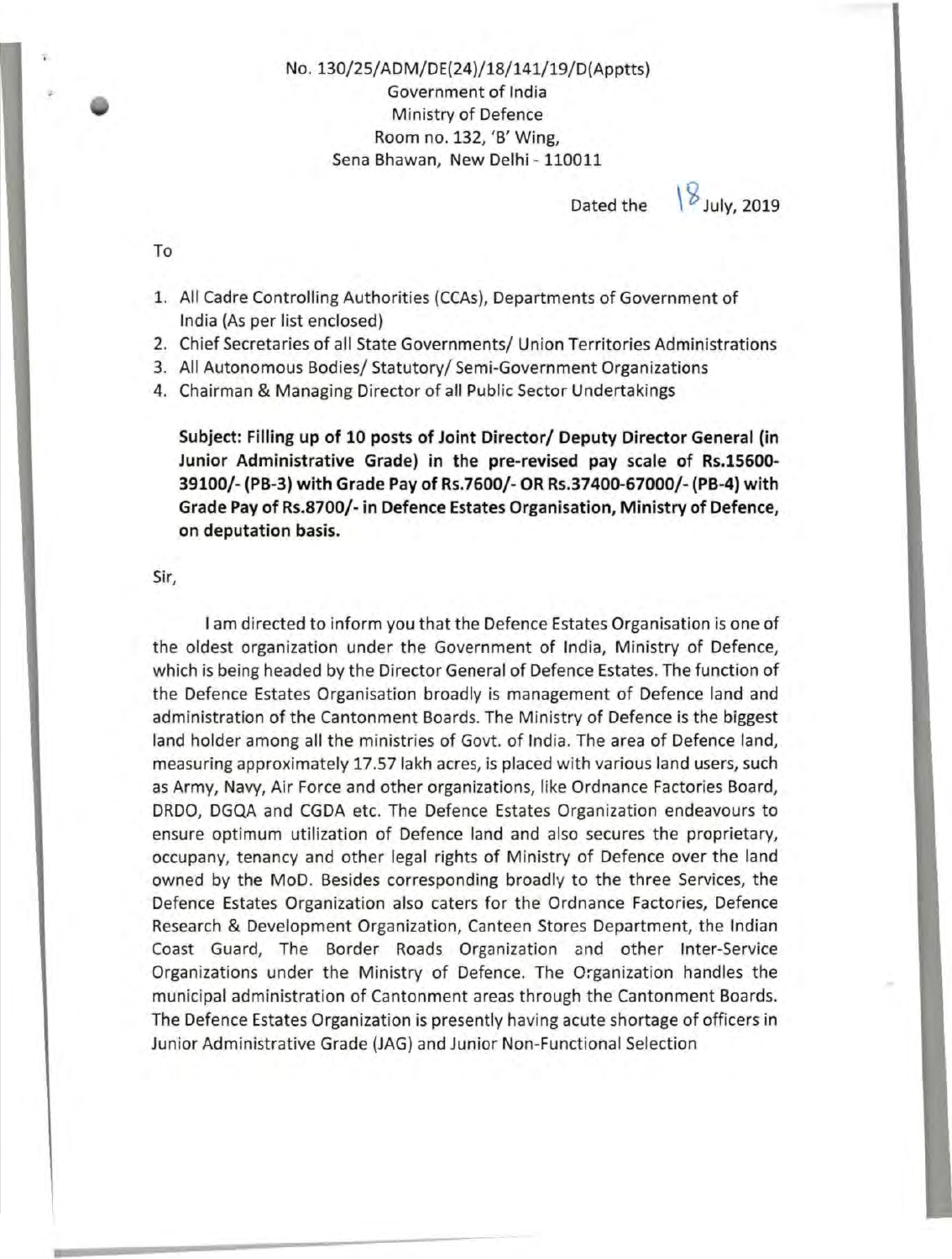No. 130/25/ADM/DE(24)/18/141/19/D(Apptts)
Government of India
Ministry of Defence
Room no. 132, 'B' Wing,
Sena Bhawan, New Delhi - 110011

Dated the 18 July, 2019

To

1. All Cadre Controlling Authorities (CCAs), Departments of Government of India (As per list enclosed)
2. Chief Secretaries of all State Governments/ Union Territories Administrations
3. All Autonomous Bodies/ Statutory/ Semi-Government Organizations
4. Chairman & Managing Director of all Public Sector Undertakings

**Subject: Filling up of 10 posts of Joint Director/ Deputy Director General (in Junior Administrative Grade) in the pre-revised pay scale of Rs.15600-39100/- (PB-3) with Grade Pay of Rs.7600/- OR Rs.37400-67000/- (PB-4) with Grade Pay of Rs.8700/- in Defence Estates Organisation, Ministry of Defence, on deputation basis.**

Sir,

I am directed to inform you that the Defence Estates Organisation is one of the oldest organization under the Government of India, Ministry of Defence, which is being headed by the Director General of Defence Estates. The function of the Defence Estates Organisation broadly is management of Defence land and administration of the Cantonment Boards. The Ministry of Defence is the biggest land holder among all the ministries of Govt. of India. The area of Defence land, measuring approximately 17.57 lakh acres, is placed with various land users, such as Army, Navy, Air Force and other organizations, like Ordnance Factories Board, DRDO, DGQA and CGDA etc. The Defence Estates Organization endeavours to ensure optimum utilization of Defence land and also secures the proprietary, occupany, tenancy and other legal rights of Ministry of Defence over the land owned by the MoD. Besides corresponding broadly to the three Services, the Defence Estates Organization also caters for the Ordnance Factories, Defence Research & Development Organization, Canteen Stores Department, the Indian Coast Guard, The Border Roads Organization and other Inter-Service Organizations under the Ministry of Defence. The Organization handles the municipal administration of Cantonment areas through the Cantonment Boards. The Defence Estates Organization is presently having acute shortage of officers in Junior Administrative Grade (JAG) and Junior Non-Functional Selection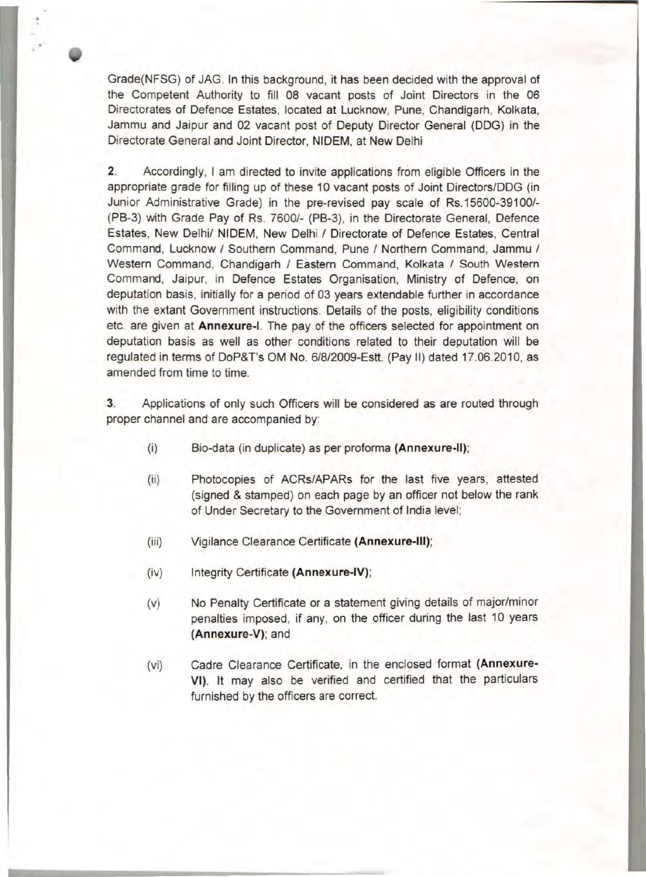Grade(NFSG) of JAG. In this background, it has been decided with the approval of the Competent Authority to fill 08 vacant posts of Joint Directors in the 06 Directorates of Defence Estates, located at Lucknow, Pune, Chandigarh, Kolkata, Jammu and Jaipur and 02 vacant post of Deputy Director General (DDG) in the Directorate General and Joint Director, NIDEM, at New Delhi

**2.** Accordingly, I am directed to invite applications from eligible Officers in the appropriate grade for filling up of these 10 vacant posts of Joint Directors/DDG (in Junior Administrative Grade) in the pre-revised pay scale of Rs.15600-39100/- (PB-3) with Grade Pay of Rs. 7600/- (PB-3), in the Directorate General, Defence Estates, New Delhi/ NIDEM, New Delhi / Directorate of Defence Estates, Central Command, Lucknow / Southern Command, Pune / Northern Command, Jammu / Western Command, Chandigarh / Eastern Command, Kolkata / South Western Command, Jaipur, in Defence Estates Organisation, Ministry of Defence, on deputation basis, initially for a period of 03 years extendable further in accordance with the extant Government instructions. Details of the posts, eligibility conditions etc. are given at **Annexure-I**. The pay of the officers selected for appointment on deputation basis as well as other conditions related to their deputation will be regulated in terms of DoP&T's OM No. 6/8/2009-Estt. (Pay II) dated 17.06.2010, as amended from time to time.

**3.** Applications of only such Officers will be considered as are routed through proper channel and are accompanied by:

(i) Bio-data (in duplicate) as per proforma **(Annexure-II)**;

(ii) Photocopies of ACRs/APARs for the last five years, attested (signed & stamped) on each page by an officer not below the rank of Under Secretary to the Government of India level;

(iii) Vigilance Clearance Certificate **(Annexure-III)**;

(iv) Integrity Certificate **(Annexure-IV)**;

(v) No Penalty Certificate or a statement giving details of major/minor penalties imposed, if any, on the officer during the last 10 years **(Annexure-V)**; and

(vi) Cadre Clearance Certificate, in the enclosed format **(Annexure-VI)**. It may also be verified and certified that the particulars furnished by the officers are correct.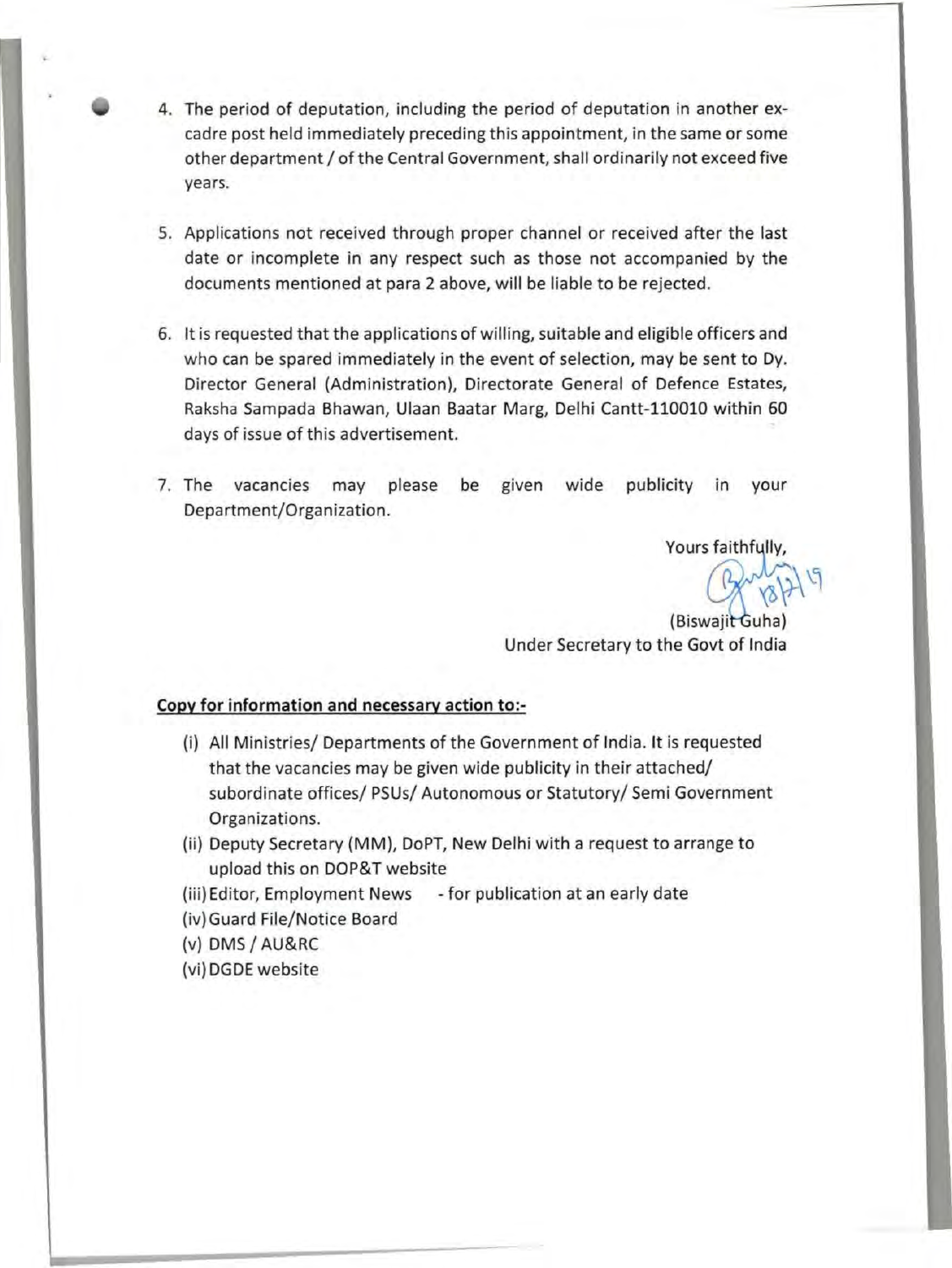4. The period of deputation, including the period of deputation in another ex-cadre post held immediately preceding this appointment, in the same or some other department / of the Central Government, shall ordinarily not exceed five years.

5. Applications not received through proper channel or received after the last date or incomplete in any respect such as those not accompanied by the documents mentioned at para 2 above, will be liable to be rejected.

6. It is requested that the applications of willing, suitable and eligible officers and who can be spared immediately in the event of selection, may be sent to Dy. Director General (Administration), Directorate General of Defence Estates, Raksha Sampada Bhawan, Ulaan Baatar Marg, Delhi Cantt-110010 within 60 days of issue of this advertisement.

7. The vacancies may please be given wide publicity in your Department/Organization.

Yours faithfully,

18/7/19

(Biswajit Guha)
Under Secretary to the Govt of India

**Copy for information and necessary action to:-**

(i) All Ministries/ Departments of the Government of India. It is requested that the vacancies may be given wide publicity in their attached/ subordinate offices/ PSUs/ Autonomous or Statutory/ Semi Government Organizations.

(ii) Deputy Secretary (MM), DoPT, New Delhi with a request to arrange to upload this on DOP&T website

(iii) Editor, Employment News - for publication at an early date

(iv) Guard File/Notice Board

(v) DMS / AU&RC

(vi) DGDE website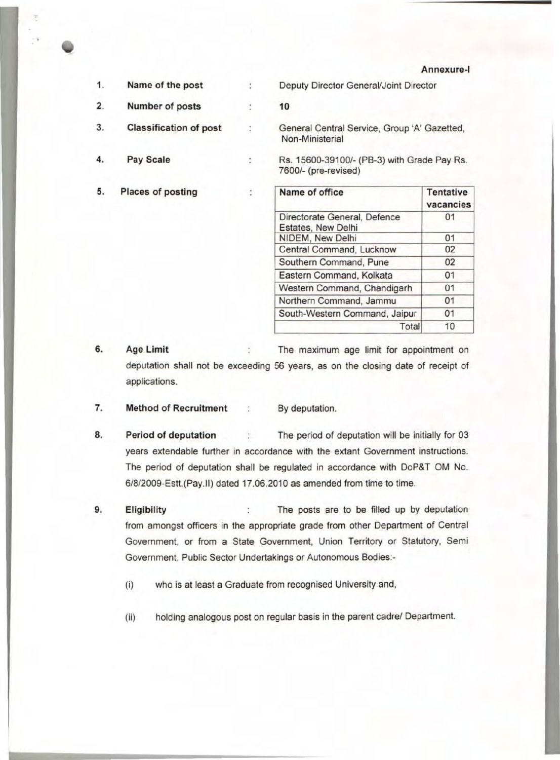**Annexure-I**

1. **Name of the post** : Deputy Director General/Joint Director

2. **Number of posts** : **10**

3. **Classification of post** : General Central Service, Group 'A' Gazetted, Non-Ministerial

4. **Pay Scale** : Rs. 15600-39100/- (PB-3) with Grade Pay Rs. 7600/- (pre-revised)

5. **Places of posting** :

| Name of office | Tentative vacancies |
|---|---|
| Directorate General, Defence Estates, New Delhi | 01 |
| NIDEM, New Delhi | 01 |
| Central Command, Lucknow | 02 |
| Southern Command, Pune | 02 |
| Eastern Command, Kolkata | 01 |
| Western Command, Chandigarh | 01 |
| Northern Command, Jammu | 01 |
| South-Western Command, Jaipur | 01 |
| Total | 10 |

6. **Age Limit** : The maximum age limit for appointment on deputation shall not be exceeding 56 years, as on the closing date of receipt of applications.

7. **Method of Recruitment** : By deputation.

8. **Period of deputation** : The period of deputation will be initially for 03 years extendable further in accordance with the extant Government instructions. The period of deputation shall be regulated in accordance with DoP&T OM No. 6/8/2009-Estt.(Pay.II) dated 17.06.2010 as amended from time to time.

9. **Eligibility** : The posts are to be filled up by deputation from amongst officers in the appropriate grade from other Department of Central Government, or from a State Government, Union Territory or Statutory, Semi Government, Public Sector Undertakings or Autonomous Bodies:-

   (i) who is at least a Graduate from recognised University and,

   (ii) holding analogous post on regular basis in the parent cadre/ Department.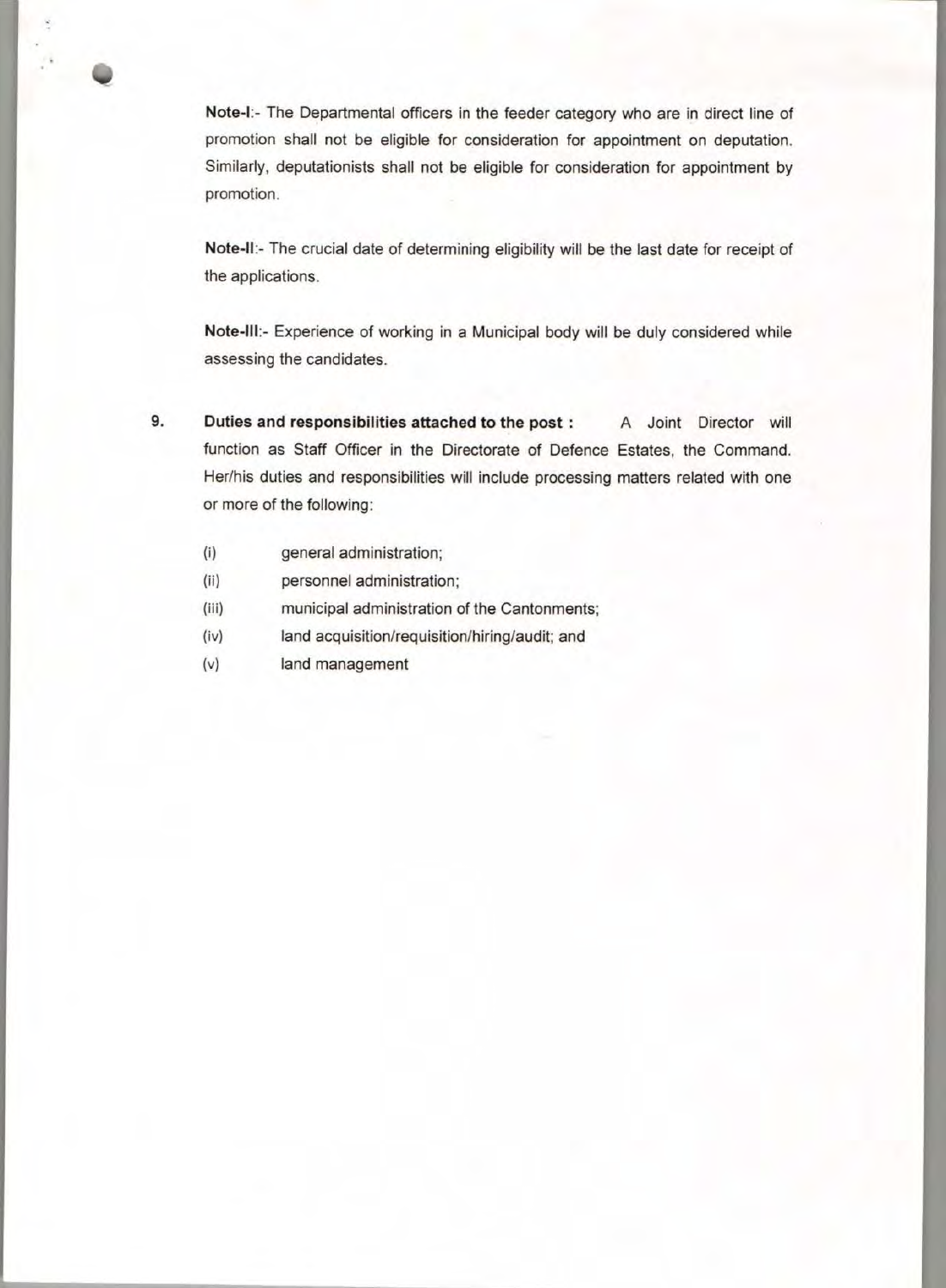**Note-I**:- The Departmental officers in the feeder category who are in direct line of promotion shall not be eligible for consideration for appointment on deputation. Similarly, deputationists shall not be eligible for consideration for appointment by promotion.

**Note-II**:- The crucial date of determining eligibility will be the last date for receipt of the applications.

**Note-III**:- Experience of working in a Municipal body will be duly considered while assessing the candidates.

9. **Duties and responsibilities attached to the post :** A Joint Director will function as Staff Officer in the Directorate of Defence Estates, the Command. Her/his duties and responsibilities will include processing matters related with one or more of the following:

   (i) general administration;

   (ii) personnel administration;

   (iii) municipal administration of the Cantonments;

   (iv) land acquisition/requisition/hiring/audit; and

   (v) land management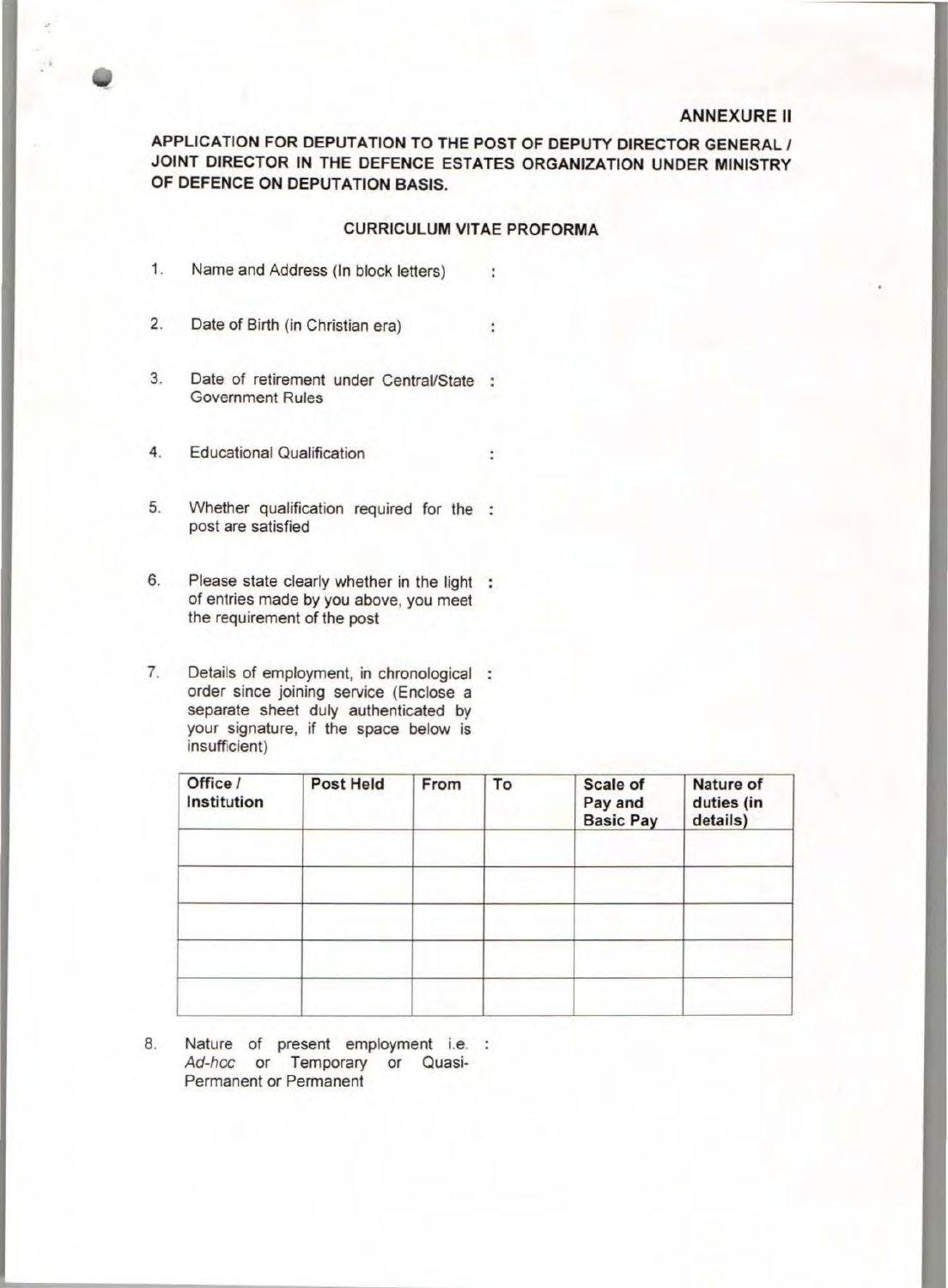**ANNEXURE II**

**APPLICATION FOR DEPUTATION TO THE POST OF DEPUTY DIRECTOR GENERAL / JOINT DIRECTOR IN THE DEFENCE ESTATES ORGANIZATION UNDER MINISTRY OF DEFENCE ON DEPUTATION BASIS.**

**CURRICULUM VITAE PROFORMA**

1. Name and Address (In block letters) :

2. Date of Birth (in Christian era) :

3. Date of retirement under Central/State Government Rules :

4. Educational Qualification :

5. Whether qualification required for the post are satisfied :

6. Please state clearly whether in the light of entries made by you above, you meet the requirement of the post :

7. Details of employment, in chronological order since joining service (Enclose a separate sheet duly authenticated by your signature, if the space below is insufficient) :

| Office / Institution | Post Held | From | To | Scale of Pay and Basic Pay | Nature of duties (in details) |
|---|---|---|---|---|---|
| | | | | | |
| | | | | | |
| | | | | | |
| | | | | | |
| | | | | | |

8. Nature of present employment i.e. *Ad-hoc* or Temporary or Quasi-Permanent or Permanent :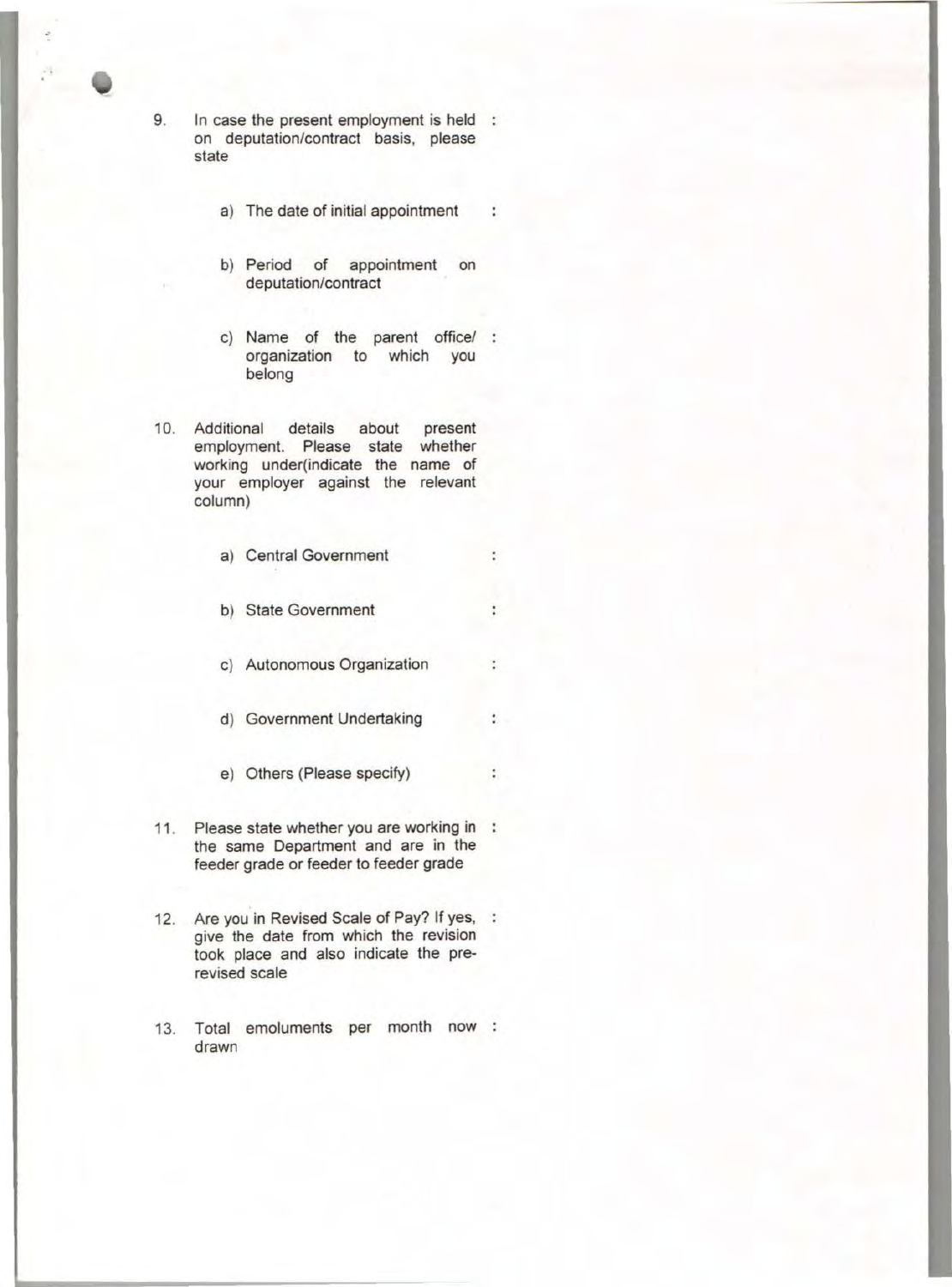9. In case the present employment is held on deputation/contract basis, please state :

   a) The date of initial appointment :

   b) Period of appointment on deputation/contract

   c) Name of the parent office/ organization to which you belong :

10. Additional details about present employment. Please state whether working under(indicate the name of your employer against the relevant column)

    a) Central Government :

    b) State Government :

    c) Autonomous Organization :

    d) Government Undertaking :

    e) Others (Please specify) :

11. Please state whether you are working in the same Department and are in the feeder grade or feeder to feeder grade :

12. Are you in Revised Scale of Pay? If yes, give the date from which the revision took place and also indicate the pre-revised scale :

13. Total emoluments per month now drawn :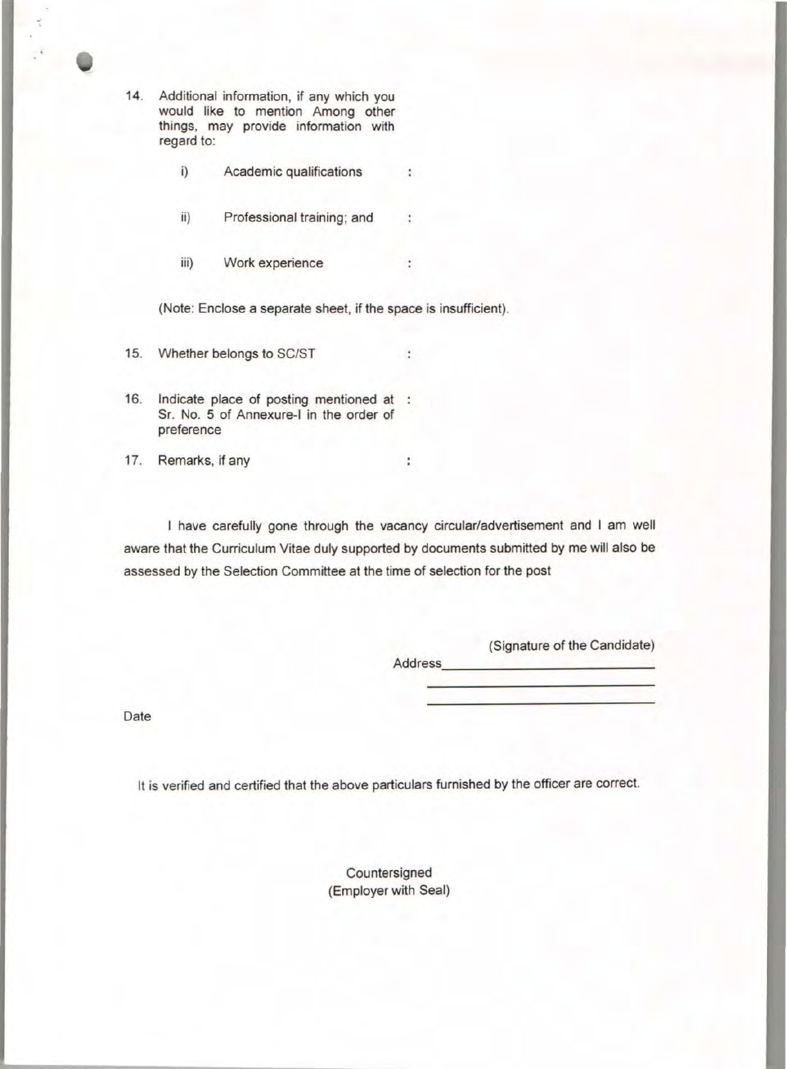14. Additional information, if any which you would like to mention Among other things, may provide information with regard to:

    i) Academic qualifications :

    ii) Professional training; and :

    iii) Work experience :

    (Note: Enclose a separate sheet, if the space is insufficient).

15. Whether belongs to SC/ST :

16. Indicate place of posting mentioned at Sr. No. 5 of Annexure-I in the order of preference :

17. Remarks, if any :

I have carefully gone through the vacancy circular/advertisement and I am well aware that the Curriculum Vitae duly supported by documents submitted by me will also be assessed by the Selection Committee at the time of selection for the post

(Signature of the Candidate)

Address\_\_\_\_\_\_\_\_\_\_\_\_\_\_\_\_\_\_\_\_\_\_\_\_\_\_\_\_

\_\_\_\_\_\_\_\_\_\_\_\_\_\_\_\_\_\_\_\_\_\_\_\_\_\_\_\_

\_\_\_\_\_\_\_\_\_\_\_\_\_\_\_\_\_\_\_\_\_\_\_\_\_\_\_\_

Date

It is verified and certified that the above particulars furnished by the officer are correct.

Countersigned
(Employer with Seal)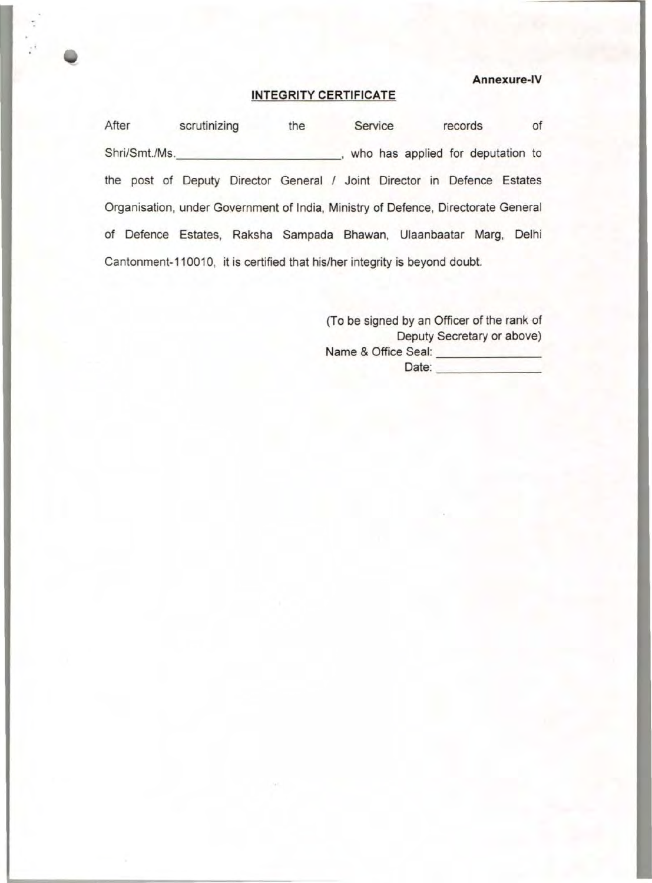**Annexure-IV**

## INTEGRITY CERTIFICATE

After scrutinizing the Service records of Shri/Smt./Ms.________________________, who has applied for deputation to the post of Deputy Director General / Joint Director in Defence Estates Organisation, under Government of India, Ministry of Defence, Directorate General of Defence Estates, Raksha Sampada Bhawan, Ulaanbaatar Marg, Delhi Cantonment-110010, it is certified that his/her integrity is beyond doubt.

(To be signed by an Officer of the rank of Deputy Secretary or above)

Name & Office Seal: ______________

Date: ______________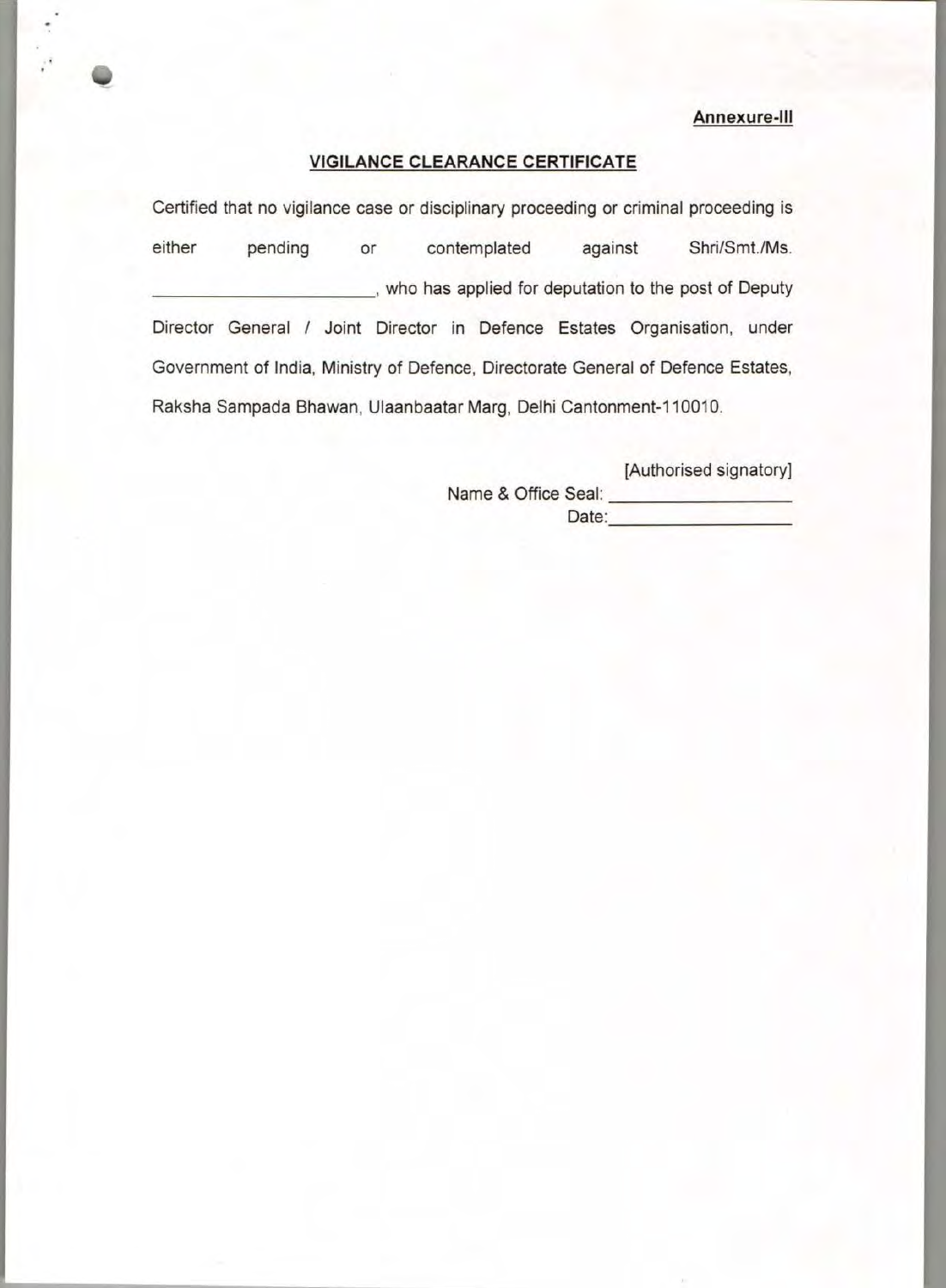**Annexure-III**

## VIGILANCE CLEARANCE CERTIFICATE

Certified that no vigilance case or disciplinary proceeding or criminal proceeding is either pending or contemplated against Shri/Smt./Ms. \_\_\_\_\_\_\_\_\_\_\_\_\_\_\_\_\_\_\_\_\_\_\_\_, who has applied for deputation to the post of Deputy Director General / Joint Director in Defence Estates Organisation, under Government of India, Ministry of Defence, Directorate General of Defence Estates, Raksha Sampada Bhawan, Ulaanbaatar Marg, Delhi Cantonment-110010.

[Authorised signatory]

Name & Office Seal: \_\_\_\_\_\_\_\_\_\_\_\_\_\_\_\_\_\_\_\_

Date: \_\_\_\_\_\_\_\_\_\_\_\_\_\_\_\_\_\_\_\_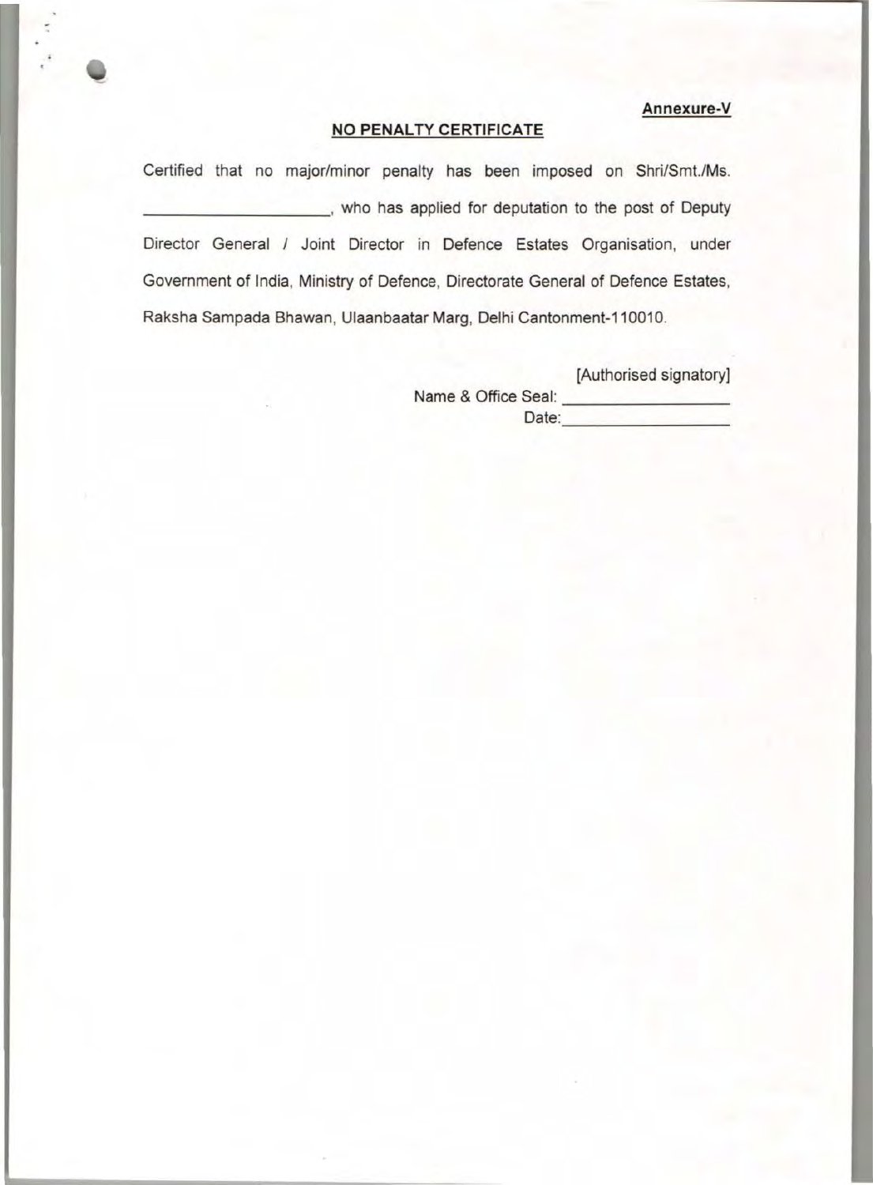**Annexure-V**

## NO PENALTY CERTIFICATE

Certified that no major/minor penalty has been imposed on Shri/Smt./Ms. ____________________, who has applied for deputation to the post of Deputy Director General / Joint Director in Defence Estates Organisation, under Government of India, Ministry of Defence, Directorate General of Defence Estates, Raksha Sampada Bhawan, Ulaanbaatar Marg, Delhi Cantonment-110010.

[Authorised signatory]

Name & Office Seal: ____________________

Date: ____________________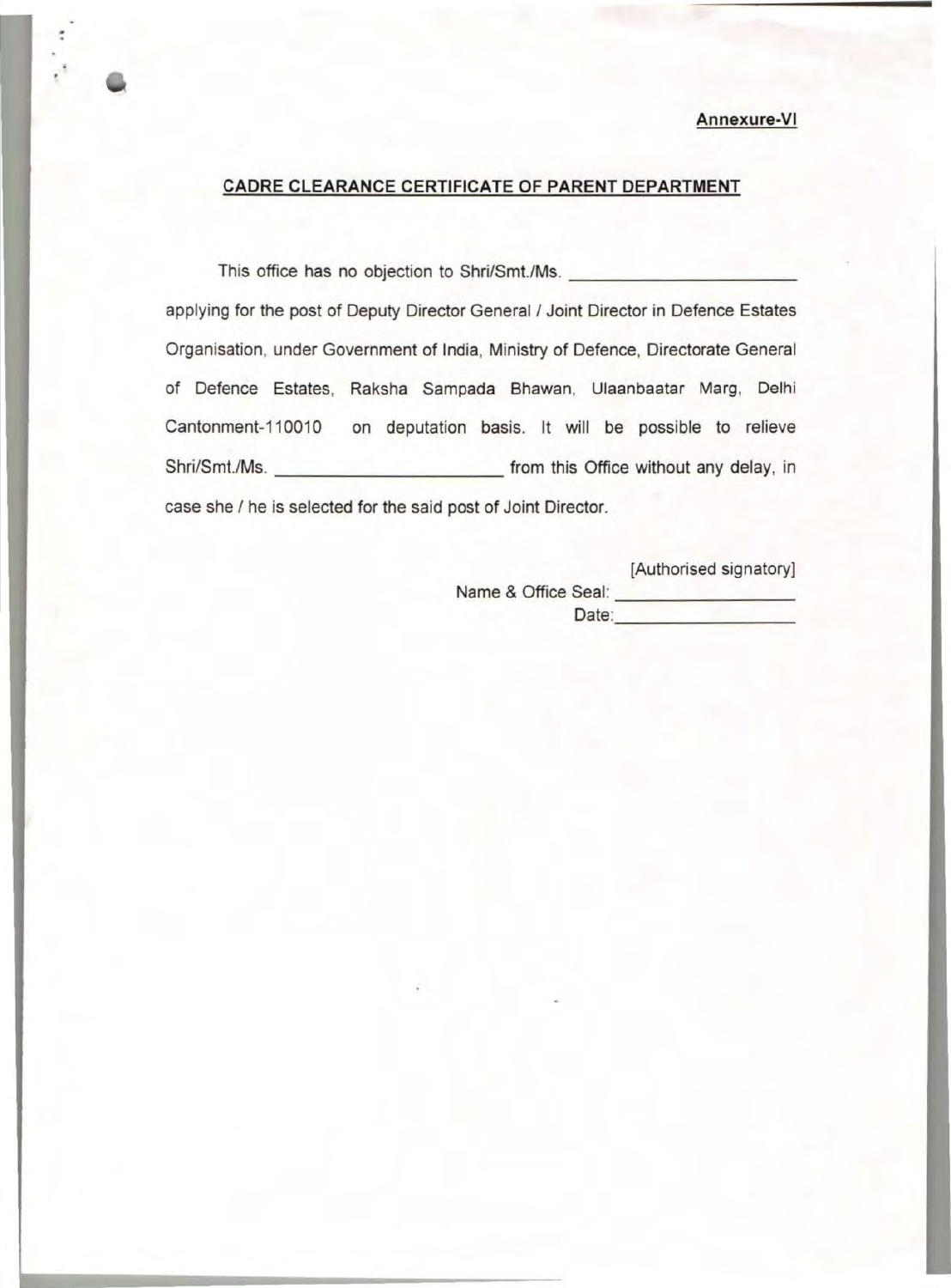Annexure-VI

## CADRE CLEARANCE CERTIFICATE OF PARENT DEPARTMENT

This office has no objection to Shri/Smt./Ms. ______________________ applying for the post of Deputy Director General / Joint Director in Defence Estates Organisation, under Government of India, Ministry of Defence, Directorate General of Defence Estates, Raksha Sampada Bhawan, Ulaanbaatar Marg, Delhi Cantonment-110010 on deputation basis. It will be possible to relieve Shri/Smt./Ms. ______________________ from this Office without any delay, in case she / he is selected for the said post of Joint Director.

[Authorised signatory]

Name & Office Seal: __________________

Date: __________________